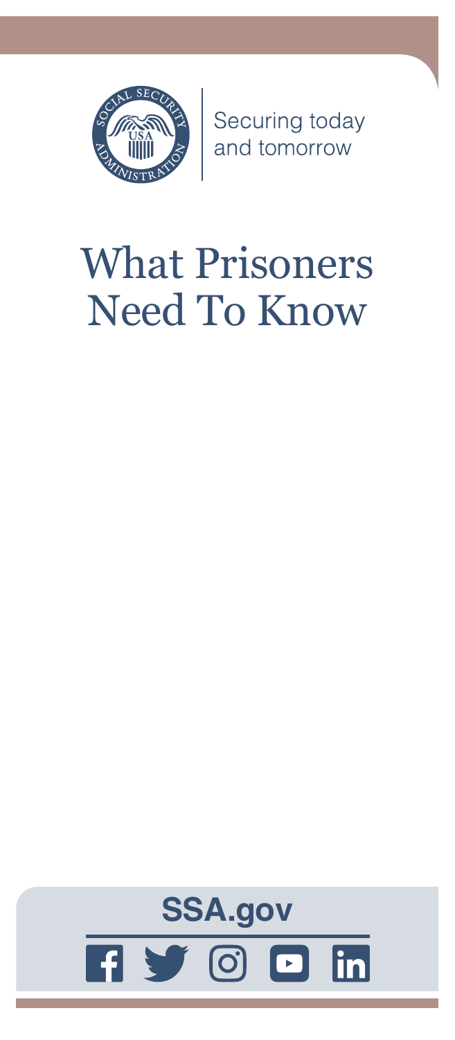Securing today
and tomorrow

# What Prisoners Need To Know

**SSA.gov**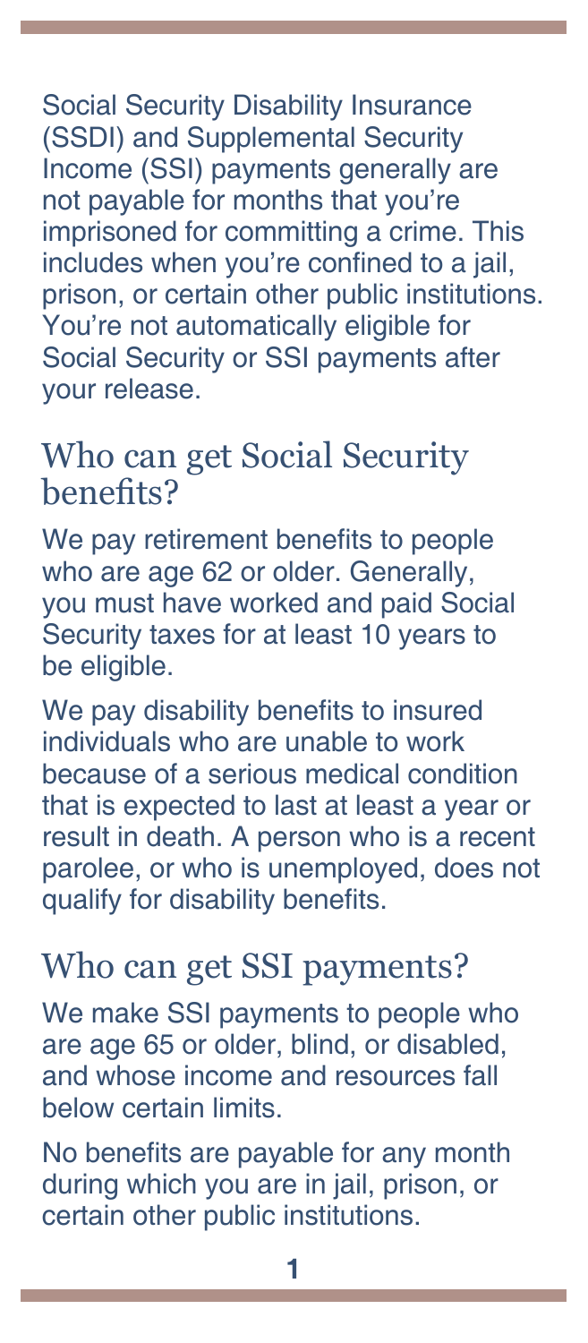Social Security Disability Insurance (SSDI) and Supplemental Security Income (SSI) payments generally are not payable for months that you're imprisoned for committing a crime. This includes when you're confined to a jail, prison, or certain other public institutions. You're not automatically eligible for Social Security or SSI payments after your release.

## Who can get Social Security benefits?

We pay retirement benefits to people who are age 62 or older. Generally, you must have worked and paid Social Security taxes for at least 10 years to be eligible.

We pay disability benefits to insured individuals who are unable to work because of a serious medical condition that is expected to last at least a year or result in death. A person who is a recent parolee, or who is unemployed, does not qualify for disability benefits.

## Who can get SSI payments?

We make SSI payments to people who are age 65 or older, blind, or disabled, and whose income and resources fall below certain limits.

No benefits are payable for any month during which you are in jail, prison, or certain other public institutions.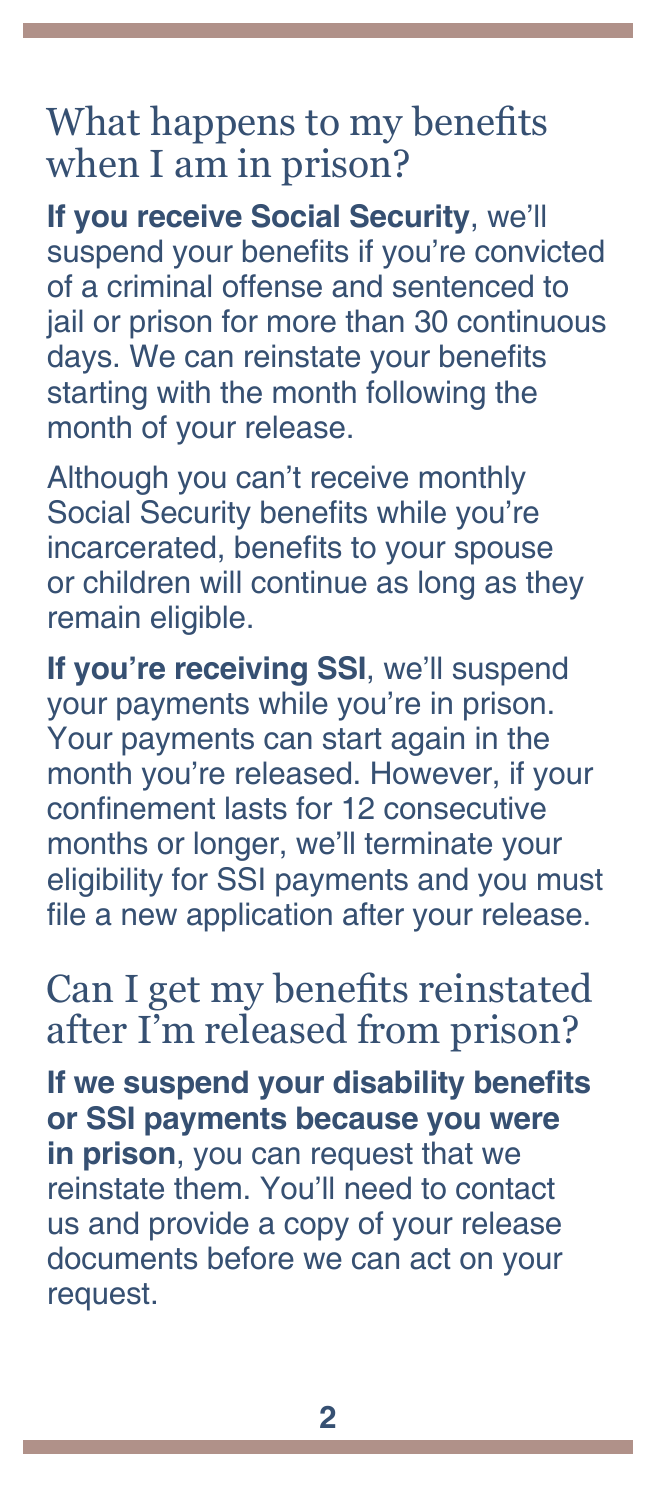## What happens to my benefits when I am in prison?

**If you receive Social Security**, we'll suspend your benefits if you're convicted of a criminal offense and sentenced to jail or prison for more than 30 continuous days. We can reinstate your benefits starting with the month following the month of your release.

Although you can't receive monthly Social Security benefits while you're incarcerated, benefits to your spouse or children will continue as long as they remain eligible.

**If you're receiving SSI**, we'll suspend your payments while you're in prison. Your payments can start again in the month you're released. However, if your confinement lasts for 12 consecutive months or longer, we'll terminate your eligibility for SSI payments and you must file a new application after your release.

## Can I get my benefits reinstated after I'm released from prison?

**If we suspend your disability benefits or SSI payments because you were in prison**, you can request that we reinstate them. You'll need to contact us and provide a copy of your release documents before we can act on your request.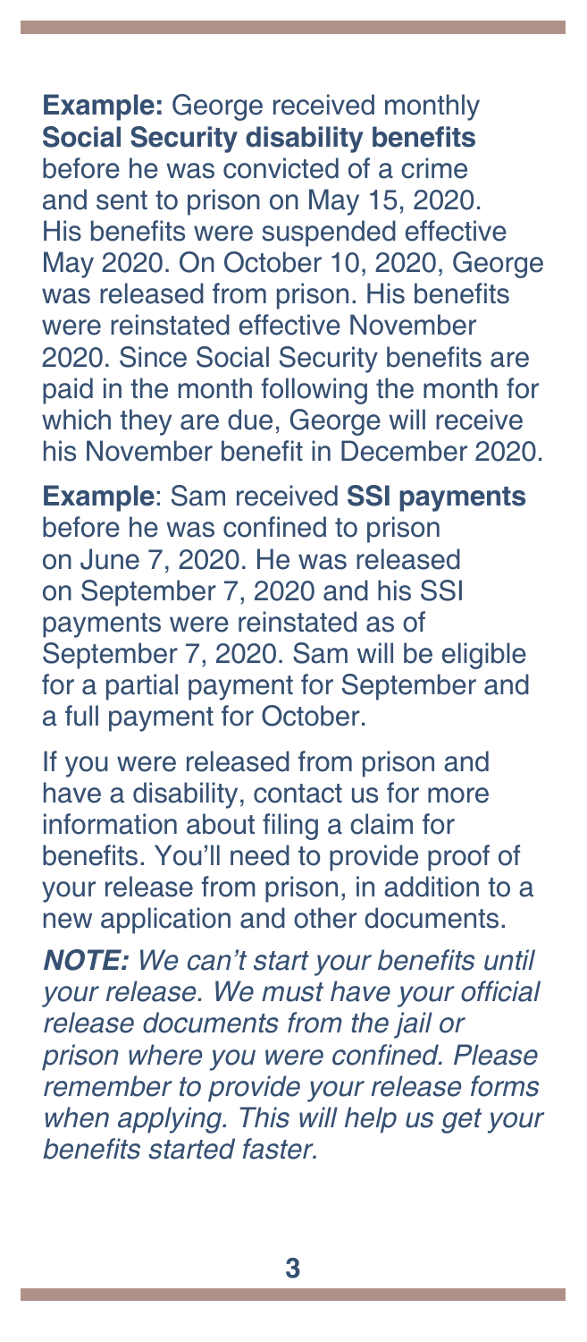**Example:** George received monthly **Social Security disability benefits** before he was convicted of a crime and sent to prison on May 15, 2020. His benefits were suspended effective May 2020. On October 10, 2020, George was released from prison. His benefits were reinstated effective November 2020. Since Social Security benefits are paid in the month following the month for which they are due, George will receive his November benefit in December 2020.

**Example**: Sam received **SSI payments** before he was confined to prison on June 7, 2020. He was released on September 7, 2020 and his SSI payments were reinstated as of September 7, 2020. Sam will be eligible for a partial payment for September and a full payment for October.

If you were released from prison and have a disability, contact us for more information about filing a claim for benefits. You'll need to provide proof of your release from prison, in addition to a new application and other documents.

***NOTE:*** *We can't start your benefits until your release. We must have your official release documents from the jail or prison where you were confined. Please remember to provide your release forms when applying. This will help us get your benefits started faster.*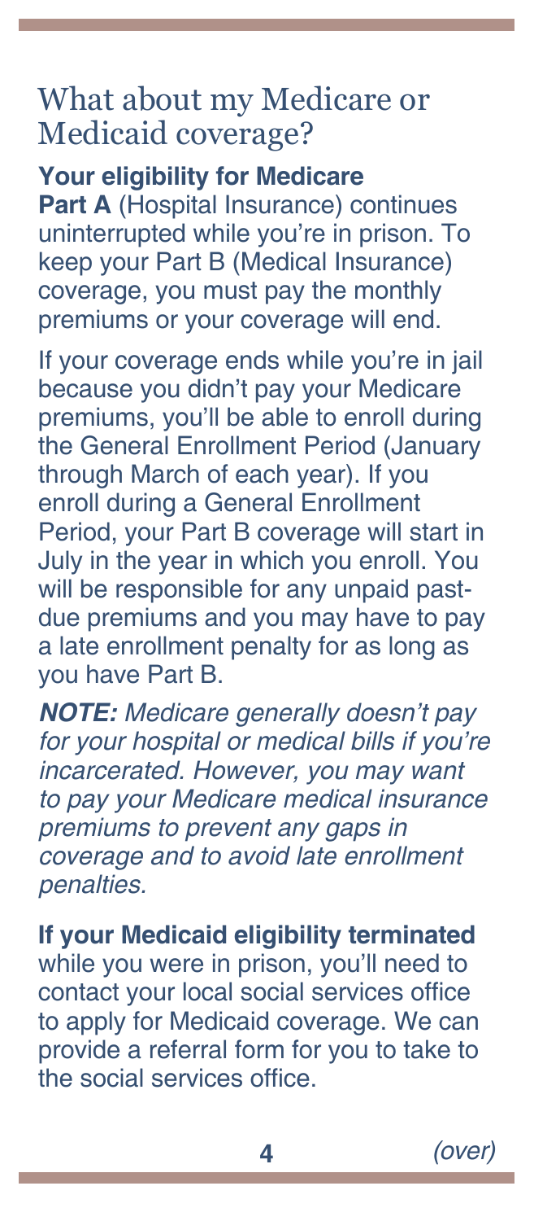## What about my Medicare or Medicaid coverage?

**Your eligibility for Medicare Part A** (Hospital Insurance) continues uninterrupted while you're in prison. To keep your Part B (Medical Insurance) coverage, you must pay the monthly premiums or your coverage will end.

If your coverage ends while you're in jail because you didn't pay your Medicare premiums, you'll be able to enroll during the General Enrollment Period (January through March of each year). If you enroll during a General Enrollment Period, your Part B coverage will start in July in the year in which you enroll. You will be responsible for any unpaid past-due premiums and you may have to pay a late enrollment penalty for as long as you have Part B.

***NOTE:*** *Medicare generally doesn't pay for your hospital or medical bills if you're incarcerated. However, you may want to pay your Medicare medical insurance premiums to prevent any gaps in coverage and to avoid late enrollment penalties.*

**If your Medicaid eligibility terminated** while you were in prison, you'll need to contact your local social services office to apply for Medicaid coverage. We can provide a referral form for you to take to the social services office.

*(over)*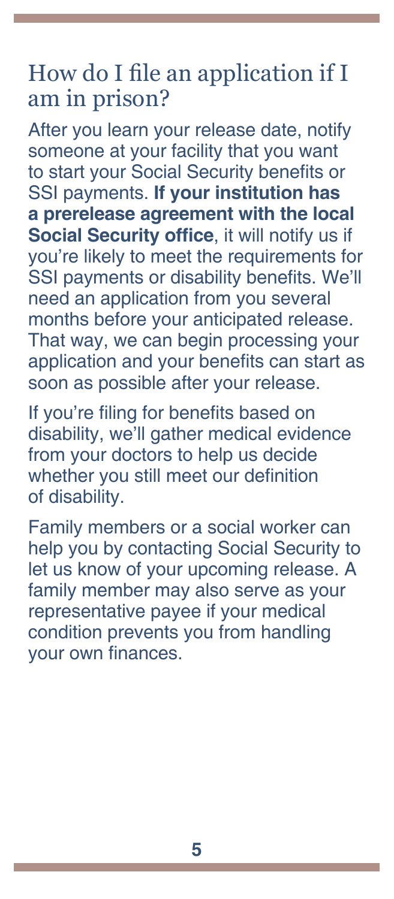## How do I file an application if I am in prison?

After you learn your release date, notify someone at your facility that you want to start your Social Security benefits or SSI payments. **If your institution has a prerelease agreement with the local Social Security office**, it will notify us if you're likely to meet the requirements for SSI payments or disability benefits. We'll need an application from you several months before your anticipated release. That way, we can begin processing your application and your benefits can start as soon as possible after your release.

If you're filing for benefits based on disability, we'll gather medical evidence from your doctors to help us decide whether you still meet our definition of disability.

Family members or a social worker can help you by contacting Social Security to let us know of your upcoming release. A family member may also serve as your representative payee if your medical condition prevents you from handling your own finances.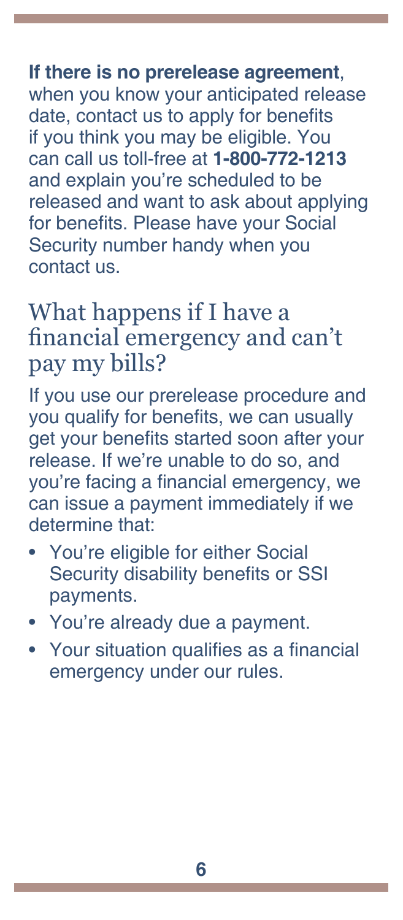**If there is no prerelease agreement**, when you know your anticipated release date, contact us to apply for benefits if you think you may be eligible. You can call us toll-free at **1-800-772-1213** and explain you're scheduled to be released and want to ask about applying for benefits. Please have your Social Security number handy when you contact us.

## What happens if I have a financial emergency and can't pay my bills?

If you use our prerelease procedure and you qualify for benefits, we can usually get your benefits started soon after your release. If we're unable to do so, and you're facing a financial emergency, we can issue a payment immediately if we determine that:

- You're eligible for either Social Security disability benefits or SSI payments.
- You're already due a payment.
- Your situation qualifies as a financial emergency under our rules.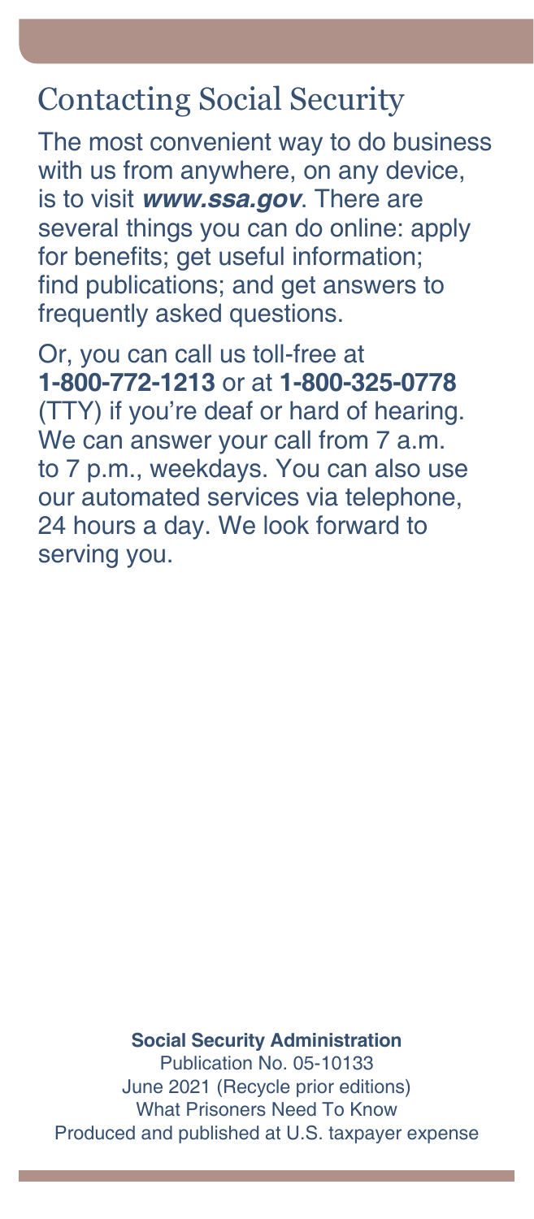## Contacting Social Security

The most convenient way to do business with us from anywhere, on any device, is to visit ***www.ssa.gov***. There are several things you can do online: apply for benefits; get useful information; find publications; and get answers to frequently asked questions.

Or, you can call us toll-free at **1-800-772-1213** or at **1-800-325-0778** (TTY) if you're deaf or hard of hearing. We can answer your call from 7 a.m. to 7 p.m., weekdays. You can also use our automated services via telephone, 24 hours a day. We look forward to serving you.

**Social Security Administration**
Publication No. 05-10133
June 2021 (Recycle prior editions)
What Prisoners Need To Know
Produced and published at U.S. taxpayer expense